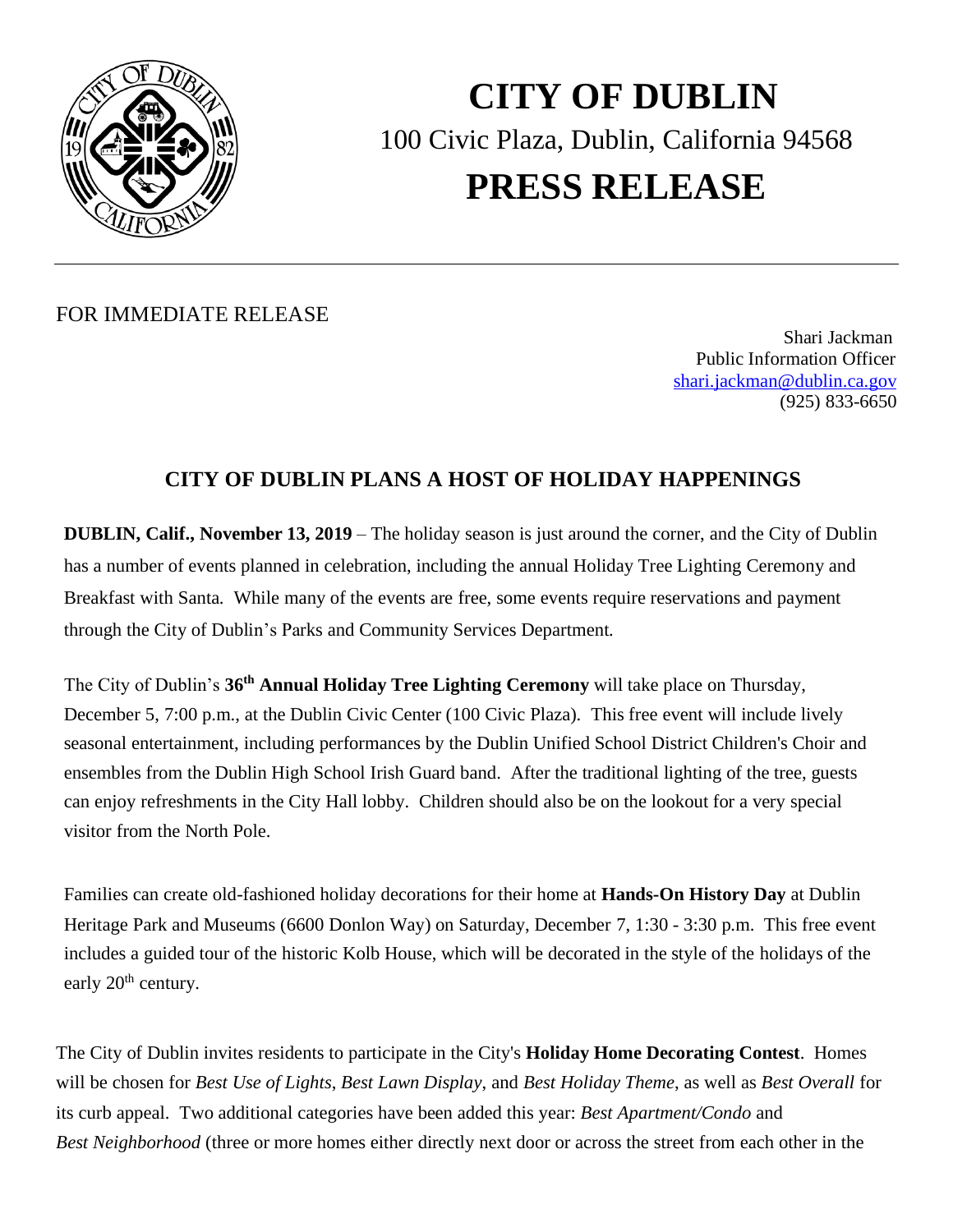# CITY OF DUBLIN

100 Civic Plaza, Dublin, California 94568

# PRESS RELEASE

FOR IMMEDIATE RELEASE

Shari Jackman
Public Information Officer
shari.jackman@dublin.ca.gov
(925) 833-6650

## CITY OF DUBLIN PLANS A HOST OF HOLIDAY HAPPENINGS

**DUBLIN, Calif., November 13, 2019** – The holiday season is just around the corner, and the City of Dublin has a number of events planned in celebration, including the annual Holiday Tree Lighting Ceremony and Breakfast with Santa. While many of the events are free, some events require reservations and payment through the City of Dublin's Parks and Community Services Department.

The City of Dublin's **36th Annual Holiday Tree Lighting Ceremony** will take place on Thursday, December 5, 7:00 p.m., at the Dublin Civic Center (100 Civic Plaza). This free event will include lively seasonal entertainment, including performances by the Dublin Unified School District Children's Choir and ensembles from the Dublin High School Irish Guard band. After the traditional lighting of the tree, guests can enjoy refreshments in the City Hall lobby. Children should also be on the lookout for a very special visitor from the North Pole.

Families can create old-fashioned holiday decorations for their home at **Hands-On History Day** at Dublin Heritage Park and Museums (6600 Donlon Way) on Saturday, December 7, 1:30 - 3:30 p.m. This free event includes a guided tour of the historic Kolb House, which will be decorated in the style of the holidays of the early 20th century.

The City of Dublin invites residents to participate in the City's **Holiday Home Decorating Contest**. Homes will be chosen for *Best Use of Lights*, *Best Lawn Display*, and *Best Holiday Theme*, as well as *Best Overall* for its curb appeal. Two additional categories have been added this year: *Best Apartment/Condo* and *Best Neighborhood* (three or more homes either directly next door or across the street from each other in the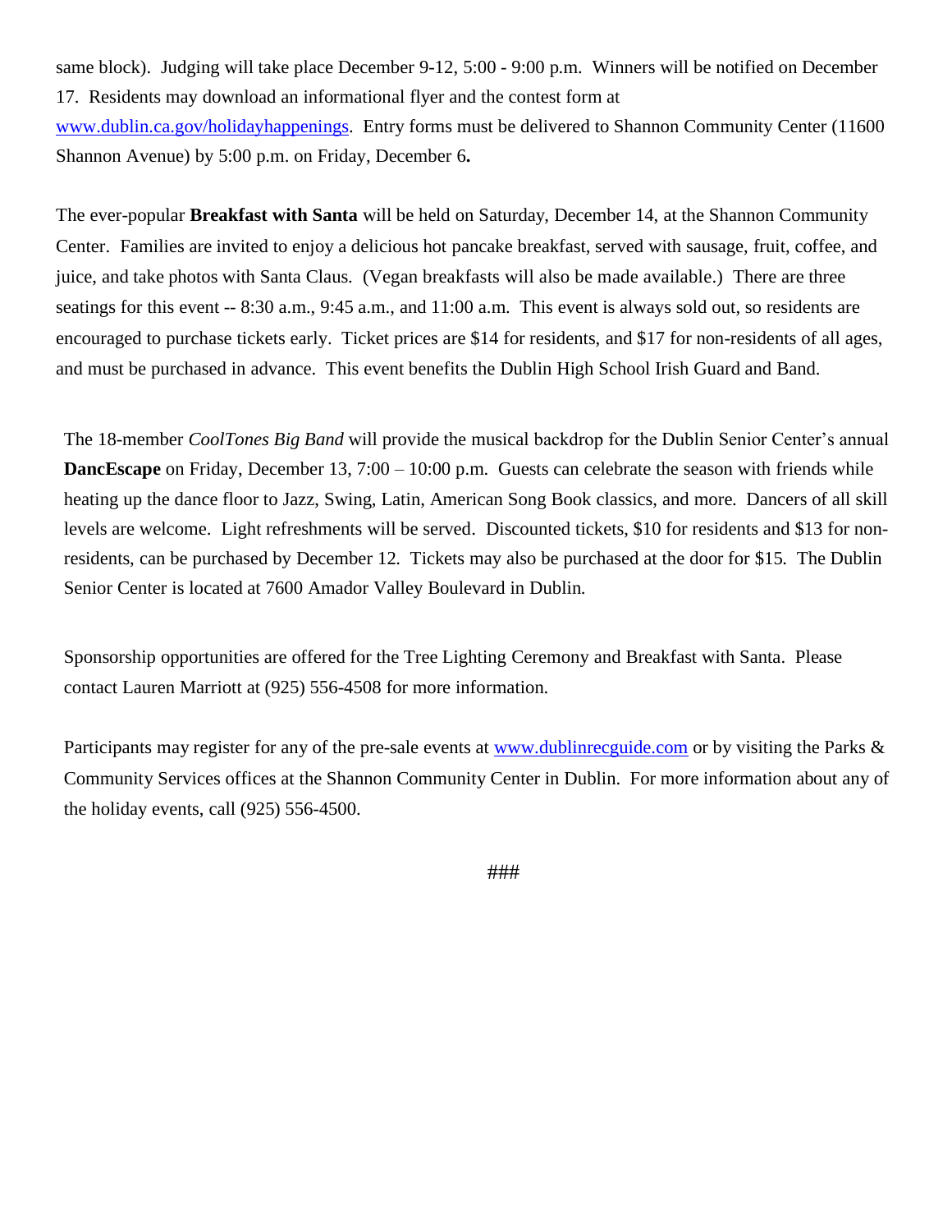same block). Judging will take place December 9-12, 5:00 - 9:00 p.m. Winners will be notified on December 17. Residents may download an informational flyer and the contest form at www.dublin.ca.gov/holidayhappenings. Entry forms must be delivered to Shannon Community Center (11600 Shannon Avenue) by 5:00 p.m. on Friday, December 6**.**

The ever-popular **Breakfast with Santa** will be held on Saturday, December 14, at the Shannon Community Center. Families are invited to enjoy a delicious hot pancake breakfast, served with sausage, fruit, coffee, and juice, and take photos with Santa Claus. (Vegan breakfasts will also be made available.) There are three seatings for this event -- 8:30 a.m., 9:45 a.m., and 11:00 a.m. This event is always sold out, so residents are encouraged to purchase tickets early. Ticket prices are $14 for residents, and $17 for non-residents of all ages, and must be purchased in advance. This event benefits the Dublin High School Irish Guard and Band.

The 18-member *CoolTones Big Band* will provide the musical backdrop for the Dublin Senior Center's annual **DancEscape** on Friday, December 13, 7:00 – 10:00 p.m. Guests can celebrate the season with friends while heating up the dance floor to Jazz, Swing, Latin, American Song Book classics, and more. Dancers of all skill levels are welcome. Light refreshments will be served. Discounted tickets, $10 for residents and $13 for non-residents, can be purchased by December 12. Tickets may also be purchased at the door for $15. The Dublin Senior Center is located at 7600 Amador Valley Boulevard in Dublin.

Sponsorship opportunities are offered for the Tree Lighting Ceremony and Breakfast with Santa. Please contact Lauren Marriott at (925) 556-4508 for more information.

Participants may register for any of the pre-sale events at www.dublinrecguide.com or by visiting the Parks & Community Services offices at the Shannon Community Center in Dublin. For more information about any of the holiday events, call (925) 556-4500.

###